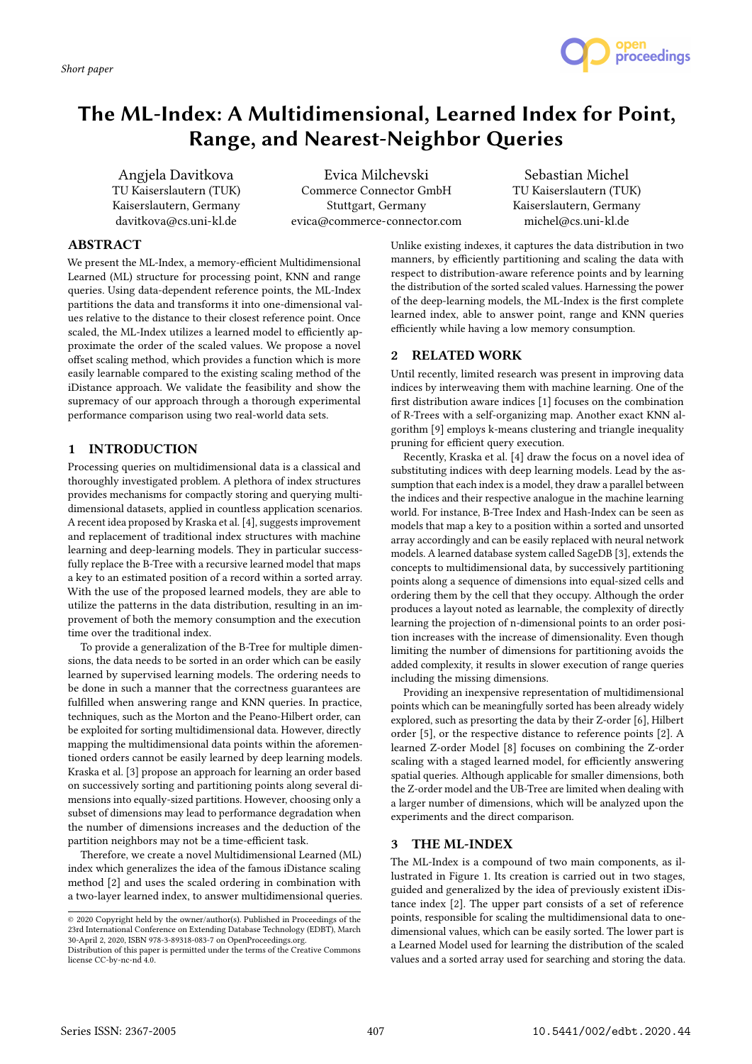*Short paper*

# The ML-Index: A Multidimensional, Learned Index for Point, Range, and Nearest-Neighbor Queries

Angjela Davitkova
TU Kaiserslautern (TUK)
Kaiserslautern, Germany
davitkova@cs.uni-kl.de

Evica Milchevski
Commerce Connector GmbH
Stuttgart, Germany
evica@commerce-connector.com

Sebastian Michel
TU Kaiserslautern (TUK)
Kaiserslautern, Germany
michel@cs.uni-kl.de

## ABSTRACT

We present the ML-Index, a memory-efficient Multidimensional Learned (ML) structure for processing point, KNN and range queries. Using data-dependent reference points, the ML-Index partitions the data and transforms it into one-dimensional values relative to the distance to their closest reference point. Once scaled, the ML-Index utilizes a learned model to efficiently approximate the order of the scaled values. We propose a novel offset scaling method, which provides a function which is more easily learnable compared to the existing scaling method of the iDistance approach. We validate the feasibility and show the supremacy of our approach through a thorough experimental performance comparison using two real-world data sets.

## 1 INTRODUCTION

Processing queries on multidimensional data is a classical and thoroughly investigated problem. A plethora of index structures provides mechanisms for compactly storing and querying multidimensional datasets, applied in countless application scenarios. A recent idea proposed by Kraska et al. [4], suggests improvement and replacement of traditional index structures with machine learning and deep-learning models. They in particular successfully replace the B-Tree with a recursive learned model that maps a key to an estimated position of a record within a sorted array. With the use of the proposed learned models, they are able to utilize the patterns in the data distribution, resulting in an improvement of both the memory consumption and the execution time over the traditional index.

To provide a generalization of the B-Tree for multiple dimensions, the data needs to be sorted in an order which can be easily learned by supervised learning models. The ordering needs to be done in such a manner that the correctness guarantees are fulfilled when answering range and KNN queries. In practice, techniques, such as the Morton and the Peano-Hilbert order, can be exploited for sorting multidimensional data. However, directly mapping the multidimensional data points within the aforementioned orders cannot be easily learned by deep learning models. Kraska et al. [3] propose an approach for learning an order based on successively sorting and partitioning points along several dimensions into equally-sized partitions. However, choosing only a subset of dimensions may lead to performance degradation when the number of dimensions increases and the deduction of the partition neighbors may not be a time-efficient task.

Therefore, we create a novel Multidimensional Learned (ML) index which generalizes the idea of the famous iDistance scaling method [2] and uses the scaled ordering in combination with a two-layer learned index, to answer multidimensional queries. Unlike existing indexes, it captures the data distribution in two manners, by efficiently partitioning and scaling the data with respect to distribution-aware reference points and by learning the distribution of the sorted scaled values. Harnessing the power of the deep-learning models, the ML-Index is the first complete learned index, able to answer point, range and KNN queries efficiently while having a low memory consumption.

## 2 RELATED WORK

Until recently, limited research was present in improving data indices by interweaving them with machine learning. One of the first distribution aware indices [1] focuses on the combination of R-Trees with a self-organizing map. Another exact KNN algorithm [9] employs k-means clustering and triangle inequality pruning for efficient query execution.

Recently, Kraska et al. [4] draw the focus on a novel idea of substituting indices with deep learning models. Lead by the assumption that each index is a model, they draw a parallel between the indices and their respective analogue in the machine learning world. For instance, B-Tree Index and Hash-Index can be seen as models that map a key to a position within a sorted and unsorted array accordingly and can be easily replaced with neural network models. A learned database system called SageDB [3], extends the concepts to multidimensional data, by successively partitioning points along a sequence of dimensions into equal-sized cells and ordering them by the cell that they occupy. Although the order produces a layout noted as learnable, the complexity of directly learning the projection of n-dimensional points to an order position increases with the increase of dimensionality. Even though limiting the number of dimensions for partitioning avoids the added complexity, it results in slower execution of range queries including the missing dimensions.

Providing an inexpensive representation of multidimensional points which can be meaningfully sorted has been already widely explored, such as presorting the data by their Z-order [6], Hilbert order [5], or the respective distance to reference points [2]. A learned Z-order Model [8] focuses on combining the Z-order scaling with a staged learned model, for efficiently answering spatial queries. Although applicable for smaller dimensions, both the Z-order model and the UB-Tree are limited when dealing with a larger number of dimensions, which will be analyzed upon the experiments and the direct comparison.

## 3 THE ML-INDEX

The ML-Index is a compound of two main components, as illustrated in Figure 1. Its creation is carried out in two stages, guided and generalized by the idea of previously existent iDistance index [2]. The upper part consists of a set of reference points, responsible for scaling the multidimensional data to one-dimensional values, which can be easily sorted. The lower part is a Learned Model used for learning the distribution of the scaled values and a sorted array used for searching and storing the data.

© 2020 Copyright held by the owner/author(s). Published in Proceedings of the 23rd International Conference on Extending Database Technology (EDBT), March 30-April 2, 2020, ISBN 978-3-89318-083-7 on OpenProceedings.org.
Distribution of this paper is permitted under the terms of the Creative Commons license CC-by-nc-nd 4.0.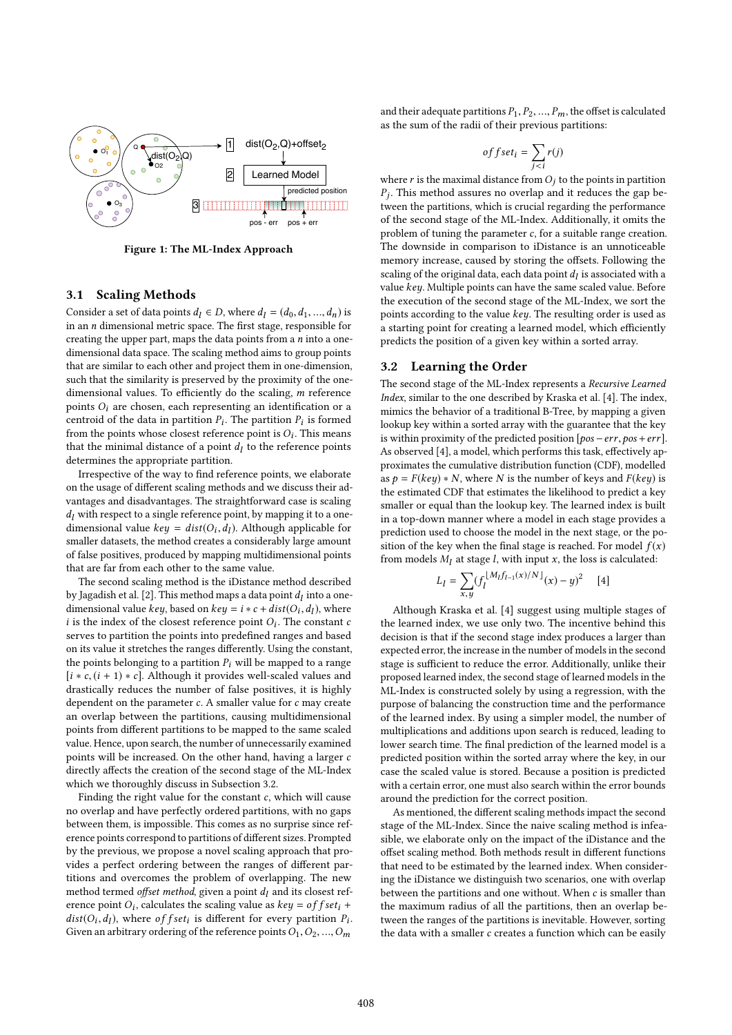dist($O_2$,Q)+offset$_2$

Learned Model

predicted position

pos - err

pos + err

**Figure 1: The ML-Index Approach**

## 3.1 Scaling Methods

Consider a set of data points $d_l \in D$, where $d_l = (d_0, d_1, ..., d_n)$ is in an $n$ dimensional metric space. The first stage, responsible for creating the upper part, maps the data points from a $n$ into a one-dimensional data space. The scaling method aims to group points that are similar to each other and project them in one-dimension, such that the similarity is preserved by the proximity of the one-dimensional values. To efficiently do the scaling, $m$ reference points $O_i$ are chosen, each representing an identification or a centroid of the data in partition $P_i$. The partition $P_i$ is formed from the points whose closest reference point is $O_i$. This means that the minimal distance of a point $d_l$ to the reference points determines the appropriate partition.

Irrespective of the way to find reference points, we elaborate on the usage of different scaling methods and we discuss their advantages and disadvantages. The straightforward case is scaling $d_l$ with respect to a single reference point, by mapping it to a one-dimensional value $key = dist(O_i, d_l)$. Although applicable for smaller datasets, the method creates a considerably large amount of false positives, produced by mapping multidimensional points that are far from each other to the same value.

The second scaling method is the iDistance method described by Jagadish et al. [2]. This method maps a data point $d_l$ into a one-dimensional value $key$, based on $key = i * c + dist(O_i, d_l)$, where $i$ is the index of the closest reference point $O_i$. The constant $c$ serves to partition the points into predefined ranges and based on its value it stretches the ranges differently. Using the constant, the points belonging to a partition $P_i$ will be mapped to a range $[i * c, (i + 1) * c]$. Although it provides well-scaled values and drastically reduces the number of false positives, it is highly dependent on the parameter $c$. A smaller value for $c$ may create an overlap between the partitions, causing multidimensional points from different partitions to be mapped to the same scaled value. Hence, upon search, the number of unnecessarily examined points will be increased. On the other hand, having a larger $c$ directly affects the creation of the second stage of the ML-Index which we thoroughly discuss in Subsection 3.2.

Finding the right value for the constant $c$, which will cause no overlap and have perfectly ordered partitions, with no gaps between them, is impossible. This comes as no surprise since reference points correspond to partitions of different sizes. Prompted by the previous, we propose a novel scaling approach that provides a perfect ordering between the ranges of different partitions and overcomes the problem of overlapping. The new method termed *offset method*, given a point $d_l$ and its closest reference point $O_i$, calculates the scaling value as $key = offset_i + dist(O_i, d_l)$, where $offset_i$ is different for every partition $P_i$. Given an arbitrary ordering of the reference points $O_1, O_2, ..., O_m$ and their adequate partitions $P_1, P_2, ..., P_m$, the offset is calculated as the sum of the radii of their previous partitions:

$$offset_i = \sum_{j<i} r(j)$$

where $r$ is the maximal distance from $O_j$ to the points in partition $P_j$. This method assures no overlap and it reduces the gap between the partitions, which is crucial regarding the performance of the second stage of the ML-Index. Additionally, it omits the problem of tuning the parameter $c$, for a suitable range creation. The downside in comparison to iDistance is an unnoticeable memory increase, caused by storing the offsets. Following the scaling of the original data, each data point $d_l$ is associated with a value $key$. Multiple points can have the same scaled value. Before the execution of the second stage of the ML-Index, we sort the points according to the value $key$. The resulting order is used as a starting point for creating a learned model, which efficiently predicts the position of a given key within a sorted array.

## 3.2 Learning the Order

The second stage of the ML-Index represents a *Recursive Learned Index*, similar to the one described by Kraska et al. [4]. The index, mimics the behavior of a traditional B-Tree, by mapping a given lookup key within a sorted array with the guarantee that the key is within proximity of the predicted position $[pos - err, pos + err]$. As observed [4], a model, which performs this task, effectively approximates the cumulative distribution function (CDF), modelled as $p = F(key) * N$, where $N$ is the number of keys and $F(key)$ is the estimated CDF that estimates the likelihood to predict a key smaller or equal than the lookup key. The learned index is built in a top-down manner where a model in each stage provides a prediction used to choose the model in the next stage, or the position of the key when the final stage is reached. For model $f(x)$ from models $M_l$ at stage $l$, with input $x$, the loss is calculated:

$$L_l = \sum_{x,y} (f_l^{\lfloor M_l f_{l-1}(x)/N \rfloor}(x) - y)^2 \quad [4]$$

Although Kraska et al. [4] suggest using multiple stages of the learned index, we use only two. The incentive behind this decision is that if the second stage index produces a larger than expected error, the increase in the number of models in the second stage is sufficient to reduce the error. Additionally, unlike their proposed learned index, the second stage of learned models in the ML-Index is constructed solely by using a regression, with the purpose of balancing the construction time and the performance of the learned index. By using a simpler model, the number of multiplications and additions upon search is reduced, leading to lower search time. The final prediction of the learned model is a predicted position within the sorted array where the key, in our case the scaled value is stored. Because a position is predicted with a certain error, one must also search within the error bounds around the prediction for the correct position.

As mentioned, the different scaling methods impact the second stage of the ML-Index. Since the naive scaling method is infeasible, we elaborate only on the impact of the iDistance and the offset scaling method. Both methods result in different functions that need to be estimated by the learned index. When considering the iDistance we distinguish two scenarios, one with overlap between the partitions and one without. When $c$ is smaller than the maximum radius of all the partitions, then an overlap between the ranges of the partitions is inevitable. However, sorting the data with a smaller $c$ creates a function which can be easily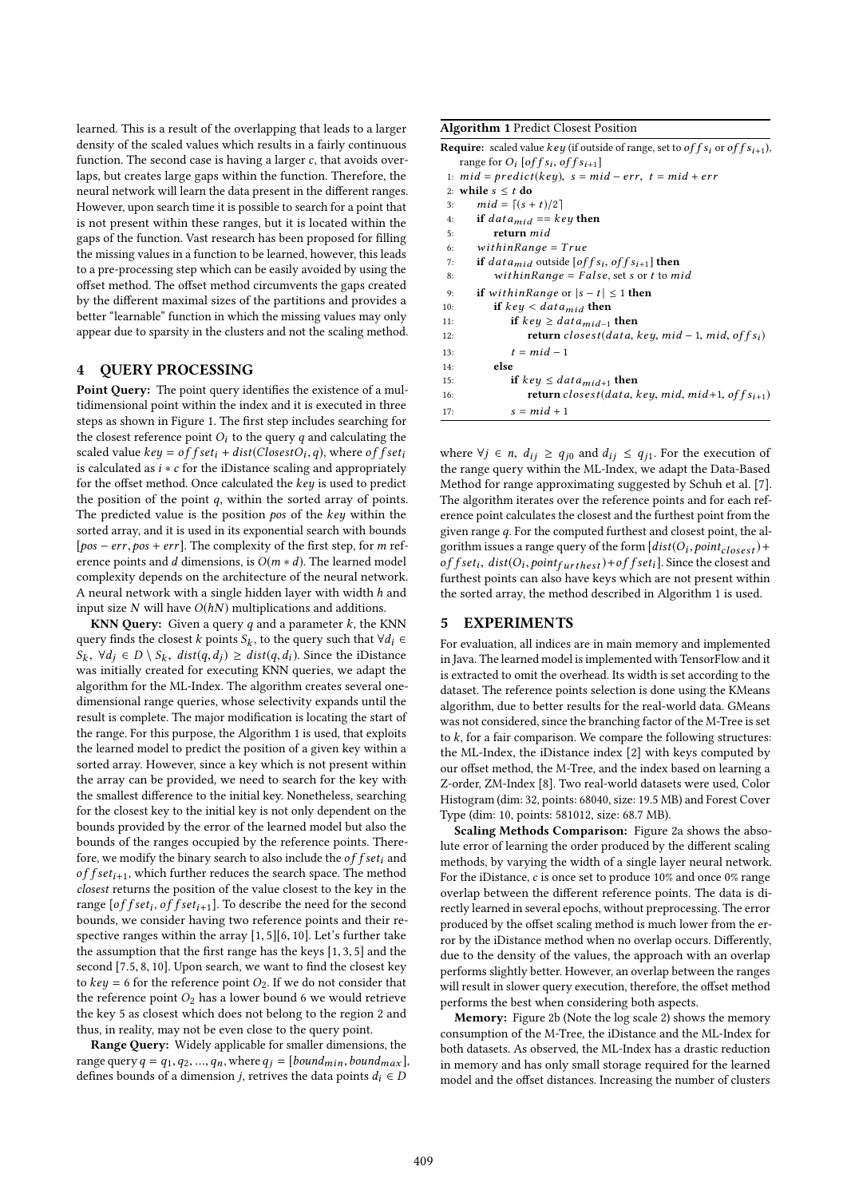learned. This is a result of the overlapping that leads to a larger density of the scaled values which results in a fairly continuous function. The second case is having a larger $c$, that avoids overlaps, but creates large gaps within the function. Therefore, the neural network will learn the data present in the different ranges. However, upon search time it is possible to search for a point that is not present within these ranges, but it is located within the gaps of the function. Vast research has been proposed for filling the missing values in a function to be learned, however, this leads to a pre-processing step which can be easily avoided by using the offset method. The offset method circumvents the gaps created by the different maximal sizes of the partitions and provides a better "learnable" function in which the missing values may only appear due to sparsity in the clusters and not the scaling method.

## 4 QUERY PROCESSING

**Point Query:** The point query identifies the existence of a multidimensional point within the index and it is executed in three steps as shown in Figure 1. The first step includes searching for the closest reference point $O_i$ to the query $q$ and calculating the scaled value $key = offset_i + dist(ClosestO_i, q)$, where $offset_i$ is calculated as $i * c$ for the iDistance scaling and appropriately for the offset method. Once calculated the $key$ is used to predict the position of the point $q$, within the sorted array of points. The predicted value is the position $pos$ of the $key$ within the sorted array, and it is used in its exponential search with bounds $[pos - err, pos + err]$. The complexity of the first step, for $m$ reference points and $d$ dimensions, is $O(m * d)$. The learned model complexity depends on the architecture of the neural network. A neural network with a single hidden layer with width $h$ and input size $N$ will have $O(hN)$ multiplications and additions.

**KNN Query:** Given a query $q$ and a parameter $k$, the KNN query finds the closest $k$ points $S_k$, to the query such that $\forall d_i \in S_k,\ \forall d_j \in D \setminus S_k,\ dist(q, d_j) \geq dist(q, d_i)$. Since the iDistance was initially created for executing KNN queries, we adapt the algorithm for the ML-Index. The algorithm creates several one-dimensional range queries, whose selectivity expands until the result is complete. The major modification is locating the start of the range. For this purpose, the Algorithm 1 is used, that exploits the learned model to predict the position of a given key within a sorted array. However, since a key which is not present within the array can be provided, we need to search for the key with the smallest difference to the initial key. Nonetheless, searching for the closest key to the initial key is not only dependent on the bounds provided by the error of the learned model but also the bounds of the ranges occupied by the reference points. Therefore, we modify the binary search to also include the $offset_i$ and $offset_{i+1}$, which further reduces the search space. The method *closest* returns the position of the value closest to the key in the range $[offset_i, offset_{i+1}]$. To describe the need for the second bounds, we consider having two reference points and their respective ranges within the array [1, 5][6, 10]. Let's further take the assumption that the first range has the keys [1, 3, 5] and the second [7.5, 8, 10]. Upon search, we want to find the closest key to $key = 6$ for the reference point $O_2$. If we do not consider that the reference point $O_2$ has a lower bound 6 we would retrieve the key 5 as closest which does not belong to the region 2 and thus, in reality, may not be even close to the query point.

**Range Query:** Widely applicable for smaller dimensions, the range query $q = q_1, q_2, ..., q_n$, where $q_j = [bound_{min}, bound_{max}]$, defines bounds of a dimension $j$, retrives the data points $d_i \in D$ where $\forall j \in n,\ d_{ij} \geq q_{j0}$ and $d_{ij} \leq q_{j1}$. For the execution of the range query within the ML-Index, we adapt the Data-Based Method for range approximating suggested by Schuh et al. [7]. The algorithm iterates over the reference points and for each reference point calculates the closest and the furthest point from the given range $q$. For the computed furthest and closest point, the algorithm issues a range query of the form $[dist(O_i, point_{closest}) + offset_i,\ dist(O_i, point_{furthest}) + offset_i]$. Since the closest and furthest points can also have keys which are not present within the sorted array, the method described in Algorithm 1 is used.

**Algorithm 1** Predict Closest Position

**Require:** scaled value $key$ (if outside of range, set to $offs_i$ or $offs_{i+1}$), range for $O_i$ $[offs_i, offs_{i+1}]$

```
1:  mid = predict(key),  s = mid − err,  t = mid + err
2:  while s ≤ t do
3:      mid = ⌈(s + t)/2⌉
4:      if data_mid == key then
5:          return mid
6:      withinRange = True
7:      if data_mid outside [offs_i, offs_{i+1}] then
8:          withinRange = False, set s or t to mid
9:      if withinRange or |s − t| ≤ 1 then
10:         if key < data_mid then
11:             if key ≥ data_{mid−1} then
12:                 return closest(data, key, mid − 1, mid, offs_i)
13:             t = mid − 1
14:         else
15:             if key ≤ data_{mid+1} then
16:                 return closest(data, key, mid, mid+1, offs_{i+1})
17:             s = mid + 1
```

## 5 EXPERIMENTS

For evaluation, all indices are in main memory and implemented in Java. The learned model is implemented with TensorFlow and it is extracted to omit the overhead. Its width is set according to the dataset. The reference points selection is done using the KMeans algorithm, due to better results for the real-world data. GMeans was not considered, since the branching factor of the M-Tree is set to $k$, for a fair comparison. We compare the following structures: the ML-Index, the iDistance index [2] with keys computed by our offset method, the M-Tree, and the index based on learning a Z-order, ZM-Index [8]. Two real-world datasets were used, Color Histogram (dim: 32, points: 68040, size: 19.5 MB) and Forest Cover Type (dim: 10, points: 581012, size: 68.7 MB).

**Scaling Methods Comparison:** Figure 2a shows the absolute error of learning the order produced by the different scaling methods, by varying the width of a single layer neural network. For the iDistance, $c$ is once set to produce 10% and once 0% range overlap between the different reference points. The data is directly learned in several epochs, without preprocessing. The error produced by the offset scaling method is much lower from the error by the iDistance method when no overlap occurs. Differently, due to the density of the values, the approach with an overlap performs slightly better. However, an overlap between the ranges will result in slower query execution, therefore, the offset method performs the best when considering both aspects.

**Memory:** Figure 2b (Note the log scale 2) shows the memory consumption of the M-Tree, the iDistance and the ML-Index for both datasets. As observed, the ML-Index has a drastic reduction in memory and has only small storage required for the learned model and the offset distances. Increasing the number of clusters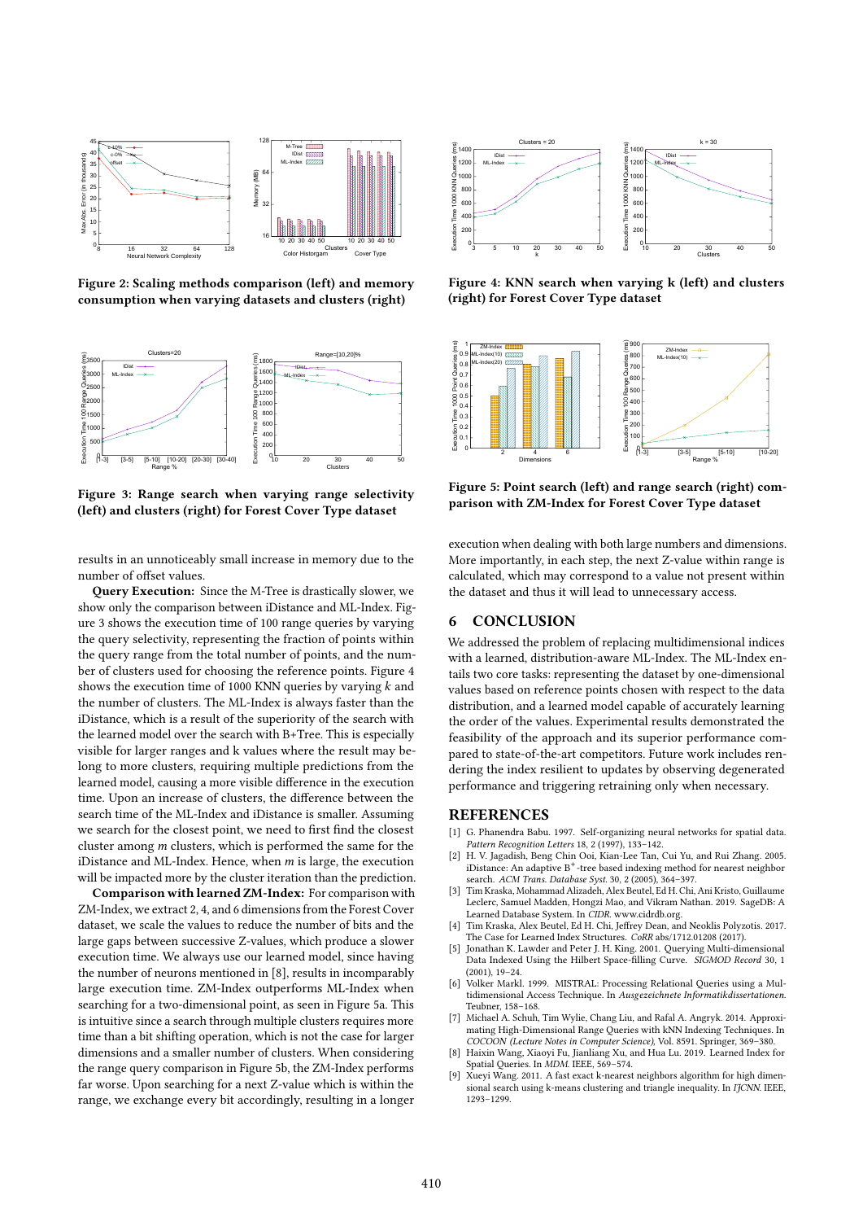Max Abs. Error (in thousands)
45
40
35
30
25
20
15
10
5
0
8
16
32
64
128
Neural Network Complexity
c-10%
c-0%
offset

Memory (MB)
128
64
32
16
M-Tree
iDist
ML-Index
10 20 30 40 50
Color Historgram
10 20 30 40 50
Clusters
Cover Type

**Figure 2: Scaling methods comparison (left) and memory consumption when varying datasets and clusters (right)**

Clusters=20
Execution Time 100 Range Queries (ms)
3500
3000
2500
2000
1500
1000
500
0
iDist
ML-Index
[1-3]
[3-5]
[5-10]
[10-20]
[20-30]
[30-40]
Range %

Range=[10,20]%
Execution Time 100 Range Queries (ms)
1800
1600
1400
1200
1000
800
600
400
200
0
iDist
ML-Index
10
20
30
40
50
Clusters

**Figure 3: Range search when varying range selectivity (left) and clusters (right) for Forest Cover Type dataset**

results in an unnoticeably small increase in memory due to the number of offset values.

**Query Execution:** Since the M-Tree is drastically slower, we show only the comparison between iDistance and ML-Index. Figure 3 shows the execution time of 100 range queries by varying the query selectivity, representing the fraction of points within the query range from the total number of points, and the number of clusters used for choosing the reference points. Figure 4 shows the execution time of 1000 KNN queries by varying $k$ and the number of clusters. The ML-Index is always faster than the iDistance, which is a result of the superiority of the search with the learned model over the search with B+Tree. This is especially visible for larger ranges and k values where the result may belong to more clusters, requiring multiple predictions from the learned model, causing a more visible difference in the execution time. Upon an increase of clusters, the difference between the search time of the ML-Index and iDistance is smaller. Assuming we search for the closest point, we need to first find the closest cluster among $m$ clusters, which is performed the same for the iDistance and ML-Index. Hence, when $m$ is large, the execution will be impacted more by the cluster iteration than the prediction.

**Comparison with learned ZM-Index:** For comparison with ZM-Index, we extract 2, 4, and 6 dimensions from the Forest Cover dataset, we scale the values to reduce the number of bits and the large gaps between successive Z-values, which produce a slower execution time. We always use our learned model, since having the number of neurons mentioned in [8], results in incomparably large execution time. ZM-Index outperforms ML-Index when searching for a two-dimensional point, as seen in Figure 5a. This is intuitive since a search through multiple clusters requires more time than a bit shifting operation, which is not the case for larger dimensions and a smaller number of clusters. When considering the range query comparison in Figure 5b, the ZM-Index performs far worse. Upon searching for a next Z-value which is within the range, we exchange every bit accordingly, resulting in a longer

Clusters = 20
Execution Time 1000 KNN Queries (ms)
1400
1200
1000
800
600
400
200
0
iDist
ML-Index
3
5
10
20
30
40
50
k

k = 30
Execution Time 1000 KNN Queries (ms)
1400
1200
1000
800
600
400
200
0
iDist
ML-Index
10
20
30
40
50
Clusters

**Figure 4: KNN search when varying k (left) and clusters (right) for Forest Cover Type dataset**

Execution Time 1000 Point Queries (ms)
1
0.9
0.8
0.7
0.6
0.5
0.4
0.3
0.2
0.1
0
ZM-Index
ML-Index(10)
ML-Index(20)
2
4
6
Dimensions

Execution Time 100 Range Queries (ms)
900
800
700
600
500
400
300
200
100
0
ZM-Index
ML-Index(10)
[1-3]
[3-5]
[5-10]
[10-20]
Range %

**Figure 5: Point search (left) and range search (right) comparison with ZM-Index for Forest Cover Type dataset**

execution when dealing with both large numbers and dimensions. More importantly, in each step, the next Z-value within range is calculated, which may correspond to a value not present within the dataset and thus it will lead to unnecessary access.

## 6 CONCLUSION

We addressed the problem of replacing multidimensional indices with a learned, distribution-aware ML-Index. The ML-Index entails two core tasks: representing the dataset by one-dimensional values based on reference points chosen with respect to the data distribution, and a learned model capable of accurately learning the order of the values. Experimental results demonstrated the feasibility of the approach and its superior performance compared to state-of-the-art competitors. Future work includes rendering the index resilient to updates by observing degenerated performance and triggering retraining only when necessary.

## REFERENCES

[1] G. Phanendra Babu. 1997. Self-organizing neural networks for spatial data. *Pattern Recognition Letters* 18, 2 (1997), 133–142.

[2] H. V. Jagadish, Beng Chin Ooi, Kian-Lee Tan, Cui Yu, and Rui Zhang. 2005. iDistance: An adaptive B$^+$-tree based indexing method for nearest neighbor search. *ACM Trans. Database Syst.* 30, 2 (2005), 364–397.

[3] Tim Kraska, Mohammad Alizadeh, Alex Beutel, Ed H. Chi, Ani Kristo, Guillaume Leclerc, Samuel Madden, Hongzi Mao, and Vikram Nathan. 2019. SageDB: A Learned Database System. In *CIDR*. www.cidrdb.org.

[4] Tim Kraska, Alex Beutel, Ed H. Chi, Jeffrey Dean, and Neoklis Polyzotis. 2017. The Case for Learned Index Structures. *CoRR* abs/1712.01208 (2017).

[5] Jonathan K. Lawder and Peter J. H. King. 2001. Querying Multi-dimensional Data Indexed Using the Hilbert Space-filling Curve. *SIGMOD Record* 30, 1 (2001), 19–24.

[6] Volker Markl. 1999. MISTRAL: Processing Relational Queries using a Multidimensional Access Technique. In *Ausgezeichnete Informatikdissertationen*. Teubner, 158–168.

[7] Michael A. Schuh, Tim Wylie, Chang Liu, and Rafal A. Angryk. 2014. Approximating High-Dimensional Range Queries with kNN Indexing Techniques. In *COCOON (Lecture Notes in Computer Science)*, Vol. 8591. Springer, 369–380.

[8] Haixin Wang, Xiaoyi Fu, Jianliang Xu, and Hua Lu. 2019. Learned Index for Spatial Queries. In *MDM*. IEEE, 569–574.

[9] Xueyi Wang. 2011. A fast exact k-nearest neighbors algorithm for high dimensional search using k-means clustering and triangle inequality. In *IJCNN*. IEEE, 1293–1299.